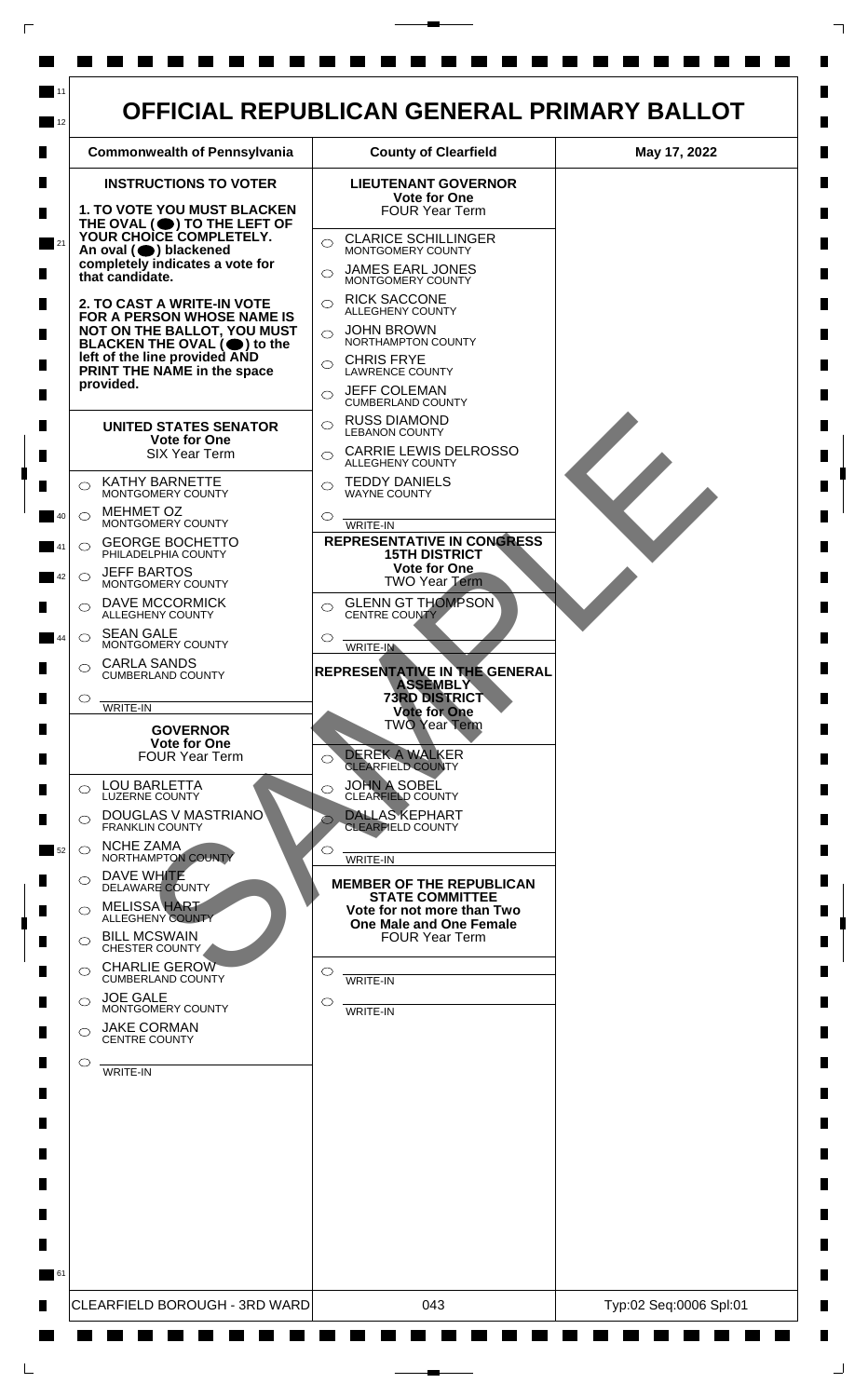# OFFICIAL REPUBLICAN GENERAL PRIMARY BALLOT

| Commonwealth of Pennsylvania | County of Clearfield | May 17, 2022 |
|---|---|---|

**INSTRUCTIONS TO VOTER**

**1. TO VOTE YOU MUST BLACKEN THE OVAL (⬤) TO THE LEFT OF YOUR CHOICE COMPLETELY. An oval (⬤) blackened completely indicates a vote for that candidate.**

**2. TO CAST A WRITE-IN VOTE FOR A PERSON WHOSE NAME IS NOT ON THE BALLOT, YOU MUST BLACKEN THE OVAL (⬤) to the left of the line provided AND PRINT THE NAME in the space provided.**

## UNITED STATES SENATOR
**Vote for One**
SIX Year Term

- ○ KATHY BARNETTE — MONTGOMERY COUNTY
- ○ MEHMET OZ — MONTGOMERY COUNTY
- ○ GEORGE BOCHETTO — PHILADELPHIA COUNTY
- ○ JEFF BARTOS — MONTGOMERY COUNTY
- ○ DAVE MCCORMICK — ALLEGHENY COUNTY
- ○ SEAN GALE — MONTGOMERY COUNTY
- ○ CARLA SANDS — CUMBERLAND COUNTY
- ○ ______ WRITE-IN

## GOVERNOR
**Vote for One**
FOUR Year Term

- ○ LOU BARLETTA — LUZERNE COUNTY
- ○ DOUGLAS V MASTRIANO — FRANKLIN COUNTY
- ○ NCHE ZAMA — NORTHAMPTON COUNTY
- ○ DAVE WHITE — DELAWARE COUNTY
- ○ MELISSA HART — ALLEGHENY COUNTY
- ○ BILL MCSWAIN — CHESTER COUNTY
- ○ CHARLIE GEROW — CUMBERLAND COUNTY
- ○ JOE GALE — MONTGOMERY COUNTY
- ○ JAKE CORMAN — CENTRE COUNTY
- ○ ______ WRITE-IN

## LIEUTENANT GOVERNOR
**Vote for One**
FOUR Year Term

- ○ CLARICE SCHILLINGER — MONTGOMERY COUNTY
- ○ JAMES EARL JONES — MONTGOMERY COUNTY
- ○ RICK SACCONE — ALLEGHENY COUNTY
- ○ JOHN BROWN — NORTHAMPTON COUNTY
- ○ CHRIS FRYE — LAWRENCE COUNTY
- ○ JEFF COLEMAN — CUMBERLAND COUNTY
- ○ RUSS DIAMOND — LEBANON COUNTY
- ○ CARRIE LEWIS DELROSSO — ALLEGHENY COUNTY
- ○ TEDDY DANIELS — WAYNE COUNTY
- ○ ______ WRITE-IN

## REPRESENTATIVE IN CONGRESS 15TH DISTRICT
**Vote for One**
TWO Year Term

- ○ GLENN GT THOMPSON — CENTRE COUNTY
- ○ ______ WRITE-IN

## REPRESENTATIVE IN THE GENERAL ASSEMBLY 73RD DISTRICT
**Vote for One**
TWO Year Term

- ○ DEREK A WALKER — CLEARFIELD COUNTY
- ○ JOHN A SOBEL — CLEARFIELD COUNTY
- ○ DALLAS KEPHART — CLEARFIELD COUNTY
- ○ ______ WRITE-IN

## MEMBER OF THE REPUBLICAN STATE COMMITTEE
**Vote for not more than Two One Male and One Female**
FOUR Year Term

- ○ ______ WRITE-IN
- ○ ______ WRITE-IN

SAMPLE

| CLEARFIELD BOROUGH - 3RD WARD | 043 | Typ:02 Seq:0006 Spl:01 |
|---|---|---|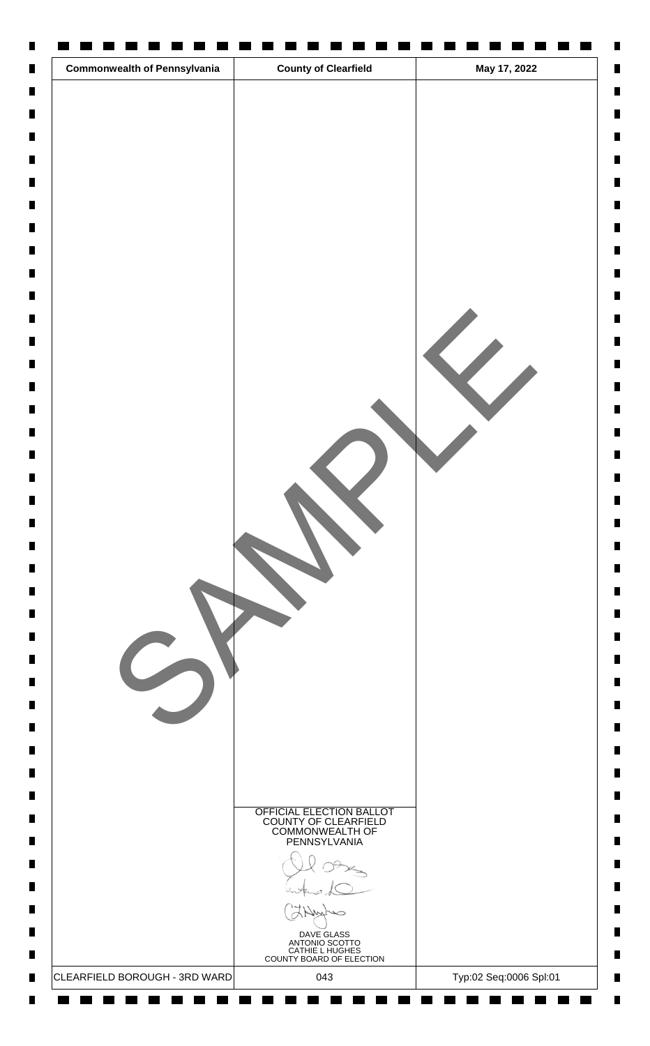| Commonwealth of Pennsylvania | County of Clearfield | May 17, 2022 |
| --- | --- | --- |
| | OFFICIAL ELECTION BALLOT<br>COUNTY OF CLEARFIELD<br>COMMONWEALTH OF PENNSYLVANIA<br>DAVE GLASS<br>ANTONIO SCOTTO<br>CATHIE L HUGHES<br>COUNTY BOARD OF ELECTION | |
| CLEARFIELD BOROUGH - 3RD WARD | 043 | Typ:02 Seq:0006 Spl:01 |

SAMPLE